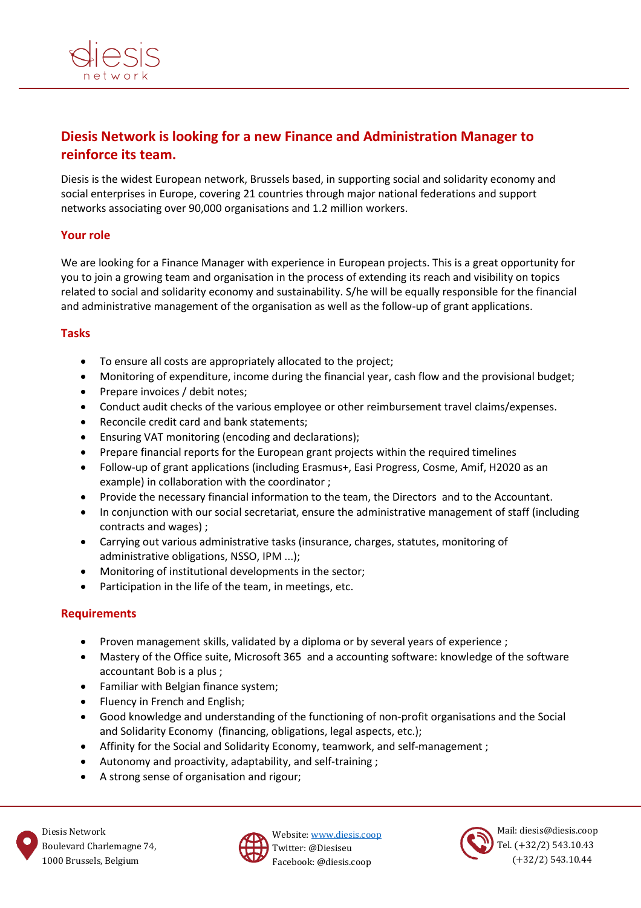# Diesis Network is looking for a new Finance and Administration Manager to reinforce its team.

Diesis is the widest European network, Brussels based, in supporting social and solidarity economy and social enterprises in Europe, covering 21 countries through major national federations and support networks associating over 90,000 organisations and 1.2 million workers.

## Your role

We are looking for a Finance Manager with experience in European projects. This is a great opportunity for you to join a growing team and organisation in the process of extending its reach and visibility on topics related to social and solidarity economy and sustainability. S/he will be equally responsible for the financial and administrative management of the organisation as well as the follow-up of grant applications.

## Tasks

- To ensure all costs are appropriately allocated to the project;
- Monitoring of expenditure, income during the financial year, cash flow and the provisional budget;
- Prepare invoices / debit notes;
- Conduct audit checks of the various employee or other reimbursement travel claims/expenses.
- Reconcile credit card and bank statements;
- Ensuring VAT monitoring (encoding and declarations);
- Prepare financial reports for the European grant projects within the required timelines
- Follow-up of grant applications (including Erasmus+, Easi Progress, Cosme, Amif, H2020 as an example) in collaboration with the coordinator ;
- Provide the necessary financial information to the team, the Directors and to the Accountant.
- In conjunction with our social secretariat, ensure the administrative management of staff (including contracts and wages) ;
- Carrying out various administrative tasks (insurance, charges, statutes, monitoring of administrative obligations, NSSO, IPM ...);
- Monitoring of institutional developments in the sector;
- Participation in the life of the team, in meetings, etc.

## Requirements

- Proven management skills, validated by a diploma or by several years of experience ;
- Mastery of the Office suite, Microsoft 365 and a accounting software: knowledge of the software accountant Bob is a plus ;
- Familiar with Belgian finance system;
- Fluency in French and English;
- Good knowledge and understanding of the functioning of non-profit organisations and the Social and Solidarity Economy (financing, obligations, legal aspects, etc.);
- Affinity for the Social and Solidarity Economy, teamwork, and self-management ;
- Autonomy and proactivity, adaptability, and self-training ;
- A strong sense of organisation and rigour;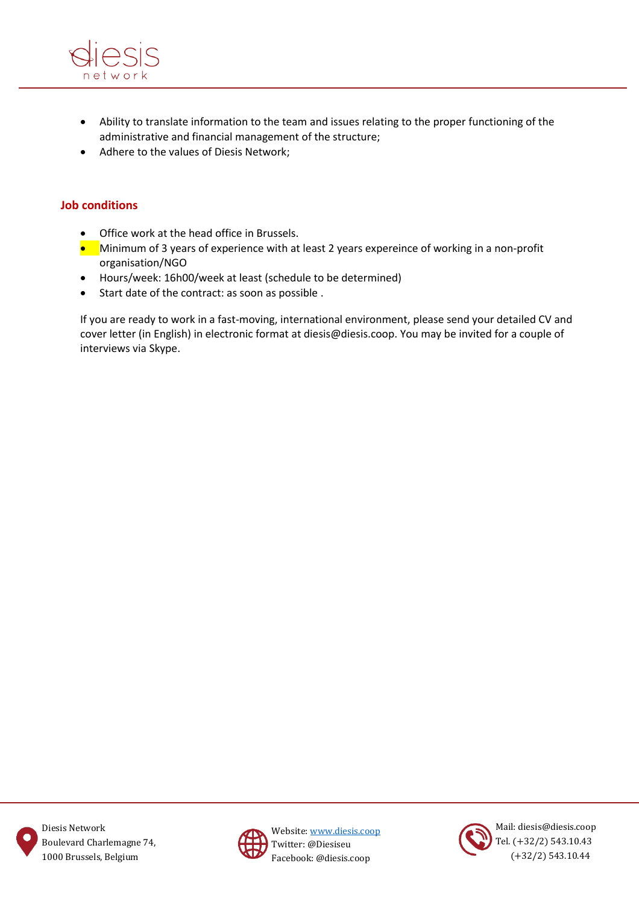- Ability to translate information to the team and issues relating to the proper functioning of the administrative and financial management of the structure;
- Adhere to the values of Diesis Network;

## Job conditions

- Office work at the head office in Brussels.
- Minimum of 3 years of experience with at least 2 years expereince of working in a non-profit organisation/NGO
- Hours/week: 16h00/week at least (schedule to be determined)
- Start date of the contract: as soon as possible .

If you are ready to work in a fast-moving, international environment, please send your detailed CV and cover letter (in English) in electronic format at diesis@diesis.coop. You may be invited for a couple of interviews via Skype.